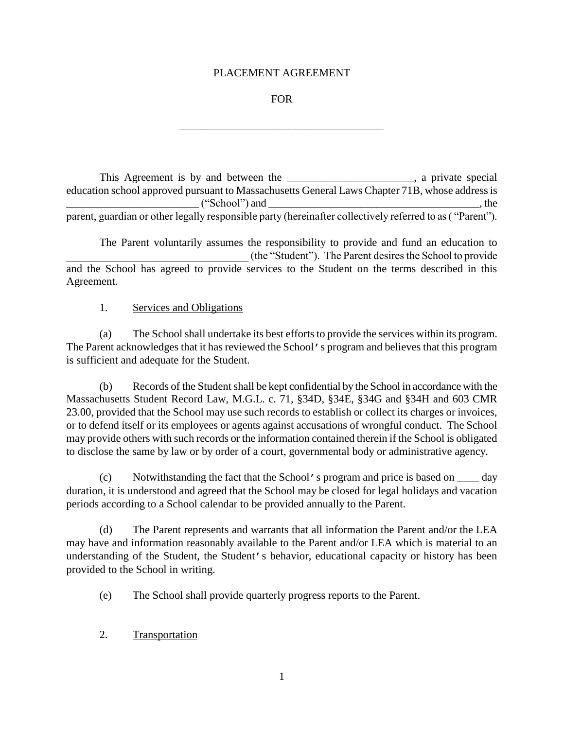# PLACEMENT AGREEMENT

## FOR

_____________________________________

This Agreement is by and between the _______________________, a private special education school approved pursuant to Massachusetts General Laws Chapter 71B, whose address is ________________________ ("School") and ________________________________________, the parent, guardian or other legally responsible party (hereinafter collectively referred to as ( "Parent").

The Parent voluntarily assumes the responsibility to provide and fund an education to _________________________________ (the "Student"). The Parent desires the School to provide and the School has agreed to provide services to the Student on the terms described in this Agreement.

1. Services and Obligations

(a) The School shall undertake its best efforts to provide the services within its program. The Parent acknowledges that it has reviewed the School's program and believes that this program is sufficient and adequate for the Student.

(b) Records of the Student shall be kept confidential by the School in accordance with the Massachusetts Student Record Law, M.G.L. c. 71, §34D, §34E, §34G and §34H and 603 CMR 23.00, provided that the School may use such records to establish or collect its charges or invoices, or to defend itself or its employees or agents against accusations of wrongful conduct. The School may provide others with such records or the information contained therein if the School is obligated to disclose the same by law or by order of a court, governmental body or administrative agency.

(c) Notwithstanding the fact that the School's program and price is based on ____ day duration, it is understood and agreed that the School may be closed for legal holidays and vacation periods according to a School calendar to be provided annually to the Parent.

(d) The Parent represents and warrants that all information the Parent and/or the LEA may have and information reasonably available to the Parent and/or LEA which is material to an understanding of the Student, the Student's behavior, educational capacity or history has been provided to the School in writing.

(e) The School shall provide quarterly progress reports to the Parent.

2. Transportation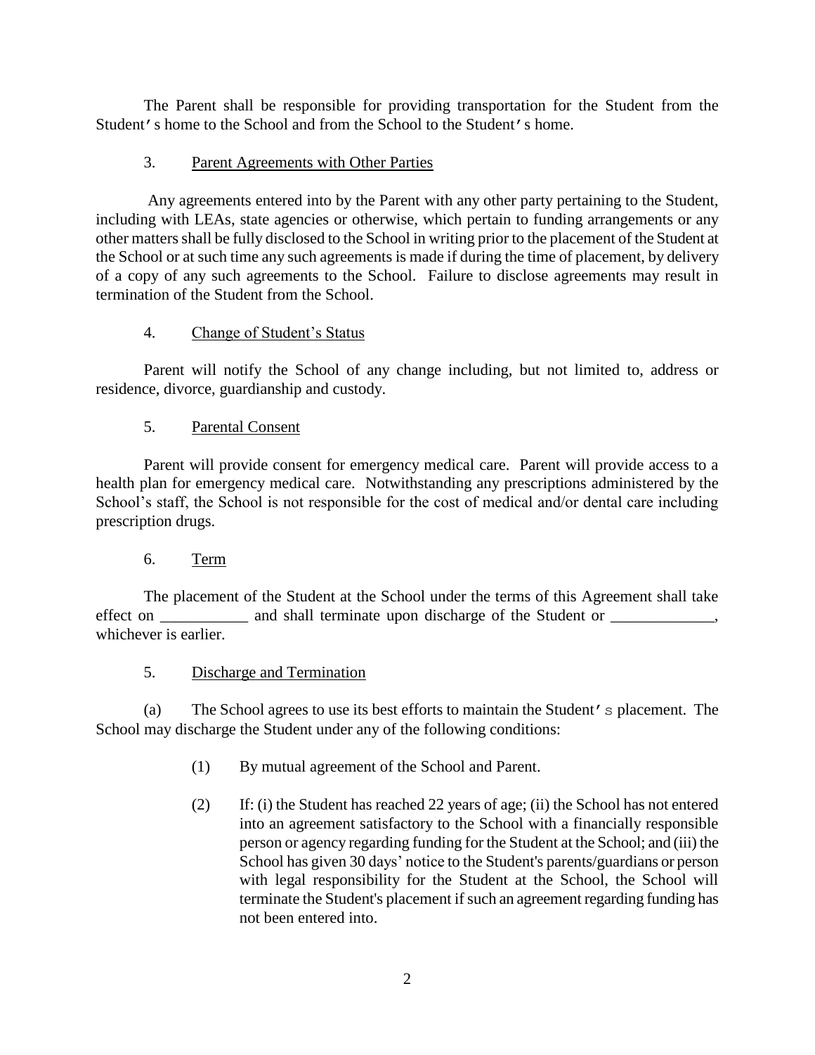The Parent shall be responsible for providing transportation for the Student from the Student's home to the School and from the School to the Student's home.

3. Parent Agreements with Other Parties

Any agreements entered into by the Parent with any other party pertaining to the Student, including with LEAs, state agencies or otherwise, which pertain to funding arrangements or any other matters shall be fully disclosed to the School in writing prior to the placement of the Student at the School or at such time any such agreements is made if during the time of placement, by delivery of a copy of any such agreements to the School. Failure to disclose agreements may result in termination of the Student from the School.

4. Change of Student's Status

Parent will notify the School of any change including, but not limited to, address or residence, divorce, guardianship and custody.

5. Parental Consent

Parent will provide consent for emergency medical care. Parent will provide access to a health plan for emergency medical care. Notwithstanding any prescriptions administered by the School's staff, the School is not responsible for the cost of medical and/or dental care including prescription drugs.

6. Term

The placement of the Student at the School under the terms of this Agreement shall take effect on ___________ and shall terminate upon discharge of the Student or _____________, whichever is earlier.

5. Discharge and Termination

(a) The School agrees to use its best efforts to maintain the Student's placement. The School may discharge the Student under any of the following conditions:

(1) By mutual agreement of the School and Parent.

(2) If: (i) the Student has reached 22 years of age; (ii) the School has not entered into an agreement satisfactory to the School with a financially responsible person or agency regarding funding for the Student at the School; and (iii) the School has given 30 days' notice to the Student's parents/guardians or person with legal responsibility for the Student at the School, the School will terminate the Student's placement if such an agreement regarding funding has not been entered into.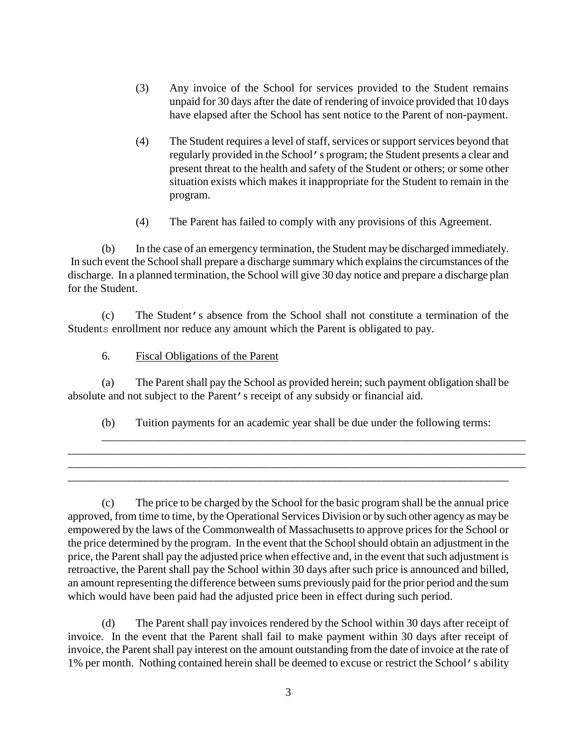(3) Any invoice of the School for services provided to the Student remains unpaid for 30 days after the date of rendering of invoice provided that 10 days have elapsed after the School has sent notice to the Parent of non-payment.

(4) The Student requires a level of staff, services or support services beyond that regularly provided in the School's program; the Student presents a clear and present threat to the health and safety of the Student or others; or some other situation exists which makes it inappropriate for the Student to remain in the program.

(4) The Parent has failed to comply with any provisions of this Agreement.

(b) In the case of an emergency termination, the Student may be discharged immediately. In such event the School shall prepare a discharge summary which explains the circumstances of the discharge. In a planned termination, the School will give 30 day notice and prepare a discharge plan for the Student.

(c) The Student's absence from the School shall not constitute a termination of the Students enrollment nor reduce any amount which the Parent is obligated to pay.

6. Fiscal Obligations of the Parent

(a) The Parent shall pay the School as provided herein; such payment obligation shall be absolute and not subject to the Parent's receipt of any subsidy or financial aid.

(b) Tuition payments for an academic year shall be due under the following terms: \_\_\_\_\_\_\_\_\_\_\_\_\_\_\_\_\_\_\_\_\_\_\_\_\_\_\_\_\_\_\_\_\_\_\_\_\_\_\_\_\_\_\_\_\_\_\_\_\_\_\_\_\_\_\_\_\_\_\_\_\_\_\_\_\_\_\_\_\_\_\_\_\_\_\_\_
\_\_\_\_\_\_\_\_\_\_\_\_\_\_\_\_\_\_\_\_\_\_\_\_\_\_\_\_\_\_\_\_\_\_\_\_\_\_\_\_\_\_\_\_\_\_\_\_\_\_\_\_\_\_\_\_\_\_\_\_\_\_\_\_\_\_\_\_\_\_\_\_\_\_\_\_\_\_\_\_
\_\_\_\_\_\_\_\_\_\_\_\_\_\_\_\_\_\_\_\_\_\_\_\_\_\_\_\_\_\_\_\_\_\_\_\_\_\_\_\_\_\_\_\_\_\_\_\_\_\_\_\_\_\_\_\_\_\_\_\_\_\_\_\_\_\_\_\_\_\_\_\_\_\_\_\_\_\_\_\_
\_\_\_\_\_\_\_\_\_\_\_\_\_\_\_\_\_\_\_\_\_\_\_\_\_\_\_\_\_\_\_\_\_\_\_\_\_\_\_\_\_\_\_\_\_\_\_\_\_\_\_\_\_\_\_\_\_\_\_\_\_\_\_\_\_\_\_\_\_\_\_\_\_\_\_\_\_\_

(c) The price to be charged by the School for the basic program shall be the annual price approved, from time to time, by the Operational Services Division or by such other agency as may be empowered by the laws of the Commonwealth of Massachusetts to approve prices for the School or the price determined by the program. In the event that the School should obtain an adjustment in the price, the Parent shall pay the adjusted price when effective and, in the event that such adjustment is retroactive, the Parent shall pay the School within 30 days after such price is announced and billed, an amount representing the difference between sums previously paid for the prior period and the sum which would have been paid had the adjusted price been in effect during such period.

(d) The Parent shall pay invoices rendered by the School within 30 days after receipt of invoice. In the event that the Parent shall fail to make payment within 30 days after receipt of invoice, the Parent shall pay interest on the amount outstanding from the date of invoice at the rate of 1% per month. Nothing contained herein shall be deemed to excuse or restrict the School's ability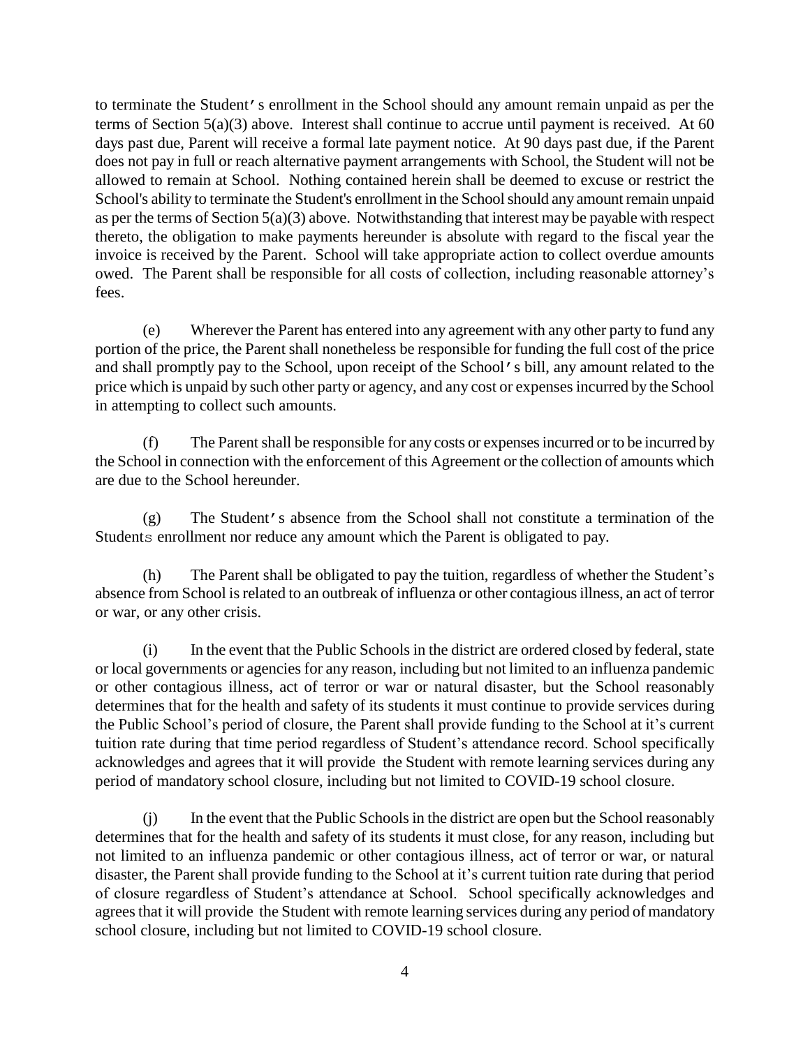to terminate the Student's enrollment in the School should any amount remain unpaid as per the terms of Section 5(a)(3) above. Interest shall continue to accrue until payment is received. At 60 days past due, Parent will receive a formal late payment notice. At 90 days past due, if the Parent does not pay in full or reach alternative payment arrangements with School, the Student will not be allowed to remain at School. Nothing contained herein shall be deemed to excuse or restrict the School's ability to terminate the Student's enrollment in the School should any amount remain unpaid as per the terms of Section 5(a)(3) above. Notwithstanding that interest may be payable with respect thereto, the obligation to make payments hereunder is absolute with regard to the fiscal year the invoice is received by the Parent. School will take appropriate action to collect overdue amounts owed. The Parent shall be responsible for all costs of collection, including reasonable attorney's fees.

(e) Wherever the Parent has entered into any agreement with any other party to fund any portion of the price, the Parent shall nonetheless be responsible for funding the full cost of the price and shall promptly pay to the School, upon receipt of the School's bill, any amount related to the price which is unpaid by such other party or agency, and any cost or expenses incurred by the School in attempting to collect such amounts.

(f) The Parent shall be responsible for any costs or expenses incurred or to be incurred by the School in connection with the enforcement of this Agreement or the collection of amounts which are due to the School hereunder.

(g) The Student's absence from the School shall not constitute a termination of the Students enrollment nor reduce any amount which the Parent is obligated to pay.

(h) The Parent shall be obligated to pay the tuition, regardless of whether the Student's absence from School is related to an outbreak of influenza or other contagious illness, an act of terror or war, or any other crisis.

(i) In the event that the Public Schools in the district are ordered closed by federal, state or local governments or agencies for any reason, including but not limited to an influenza pandemic or other contagious illness, act of terror or war or natural disaster, but the School reasonably determines that for the health and safety of its students it must continue to provide services during the Public School's period of closure, the Parent shall provide funding to the School at it's current tuition rate during that time period regardless of Student's attendance record. School specifically acknowledges and agrees that it will provide the Student with remote learning services during any period of mandatory school closure, including but not limited to COVID-19 school closure.

(j) In the event that the Public Schools in the district are open but the School reasonably determines that for the health and safety of its students it must close, for any reason, including but not limited to an influenza pandemic or other contagious illness, act of terror or war, or natural disaster, the Parent shall provide funding to the School at it's current tuition rate during that period of closure regardless of Student's attendance at School. School specifically acknowledges and agrees that it will provide the Student with remote learning services during any period of mandatory school closure, including but not limited to COVID-19 school closure.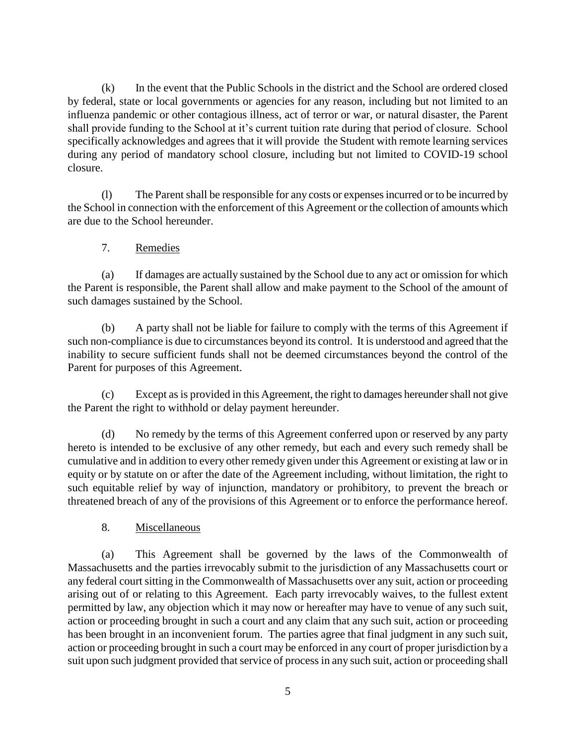(k) In the event that the Public Schools in the district and the School are ordered closed by federal, state or local governments or agencies for any reason, including but not limited to an influenza pandemic or other contagious illness, act of terror or war, or natural disaster, the Parent shall provide funding to the School at it's current tuition rate during that period of closure. School specifically acknowledges and agrees that it will provide the Student with remote learning services during any period of mandatory school closure, including but not limited to COVID-19 school closure.

(l) The Parent shall be responsible for any costs or expenses incurred or to be incurred by the School in connection with the enforcement of this Agreement or the collection of amounts which are due to the School hereunder.

7. Remedies

(a) If damages are actually sustained by the School due to any act or omission for which the Parent is responsible, the Parent shall allow and make payment to the School of the amount of such damages sustained by the School.

(b) A party shall not be liable for failure to comply with the terms of this Agreement if such non-compliance is due to circumstances beyond its control. It is understood and agreed that the inability to secure sufficient funds shall not be deemed circumstances beyond the control of the Parent for purposes of this Agreement.

(c) Except as is provided in this Agreement, the right to damages hereunder shall not give the Parent the right to withhold or delay payment hereunder.

(d) No remedy by the terms of this Agreement conferred upon or reserved by any party hereto is intended to be exclusive of any other remedy, but each and every such remedy shall be cumulative and in addition to every other remedy given under this Agreement or existing at law or in equity or by statute on or after the date of the Agreement including, without limitation, the right to such equitable relief by way of injunction, mandatory or prohibitory, to prevent the breach or threatened breach of any of the provisions of this Agreement or to enforce the performance hereof.

8. Miscellaneous

(a) This Agreement shall be governed by the laws of the Commonwealth of Massachusetts and the parties irrevocably submit to the jurisdiction of any Massachusetts court or any federal court sitting in the Commonwealth of Massachusetts over any suit, action or proceeding arising out of or relating to this Agreement. Each party irrevocably waives, to the fullest extent permitted by law, any objection which it may now or hereafter may have to venue of any such suit, action or proceeding brought in such a court and any claim that any such suit, action or proceeding has been brought in an inconvenient forum. The parties agree that final judgment in any such suit, action or proceeding brought in such a court may be enforced in any court of proper jurisdiction by a suit upon such judgment provided that service of process in any such suit, action or proceeding shall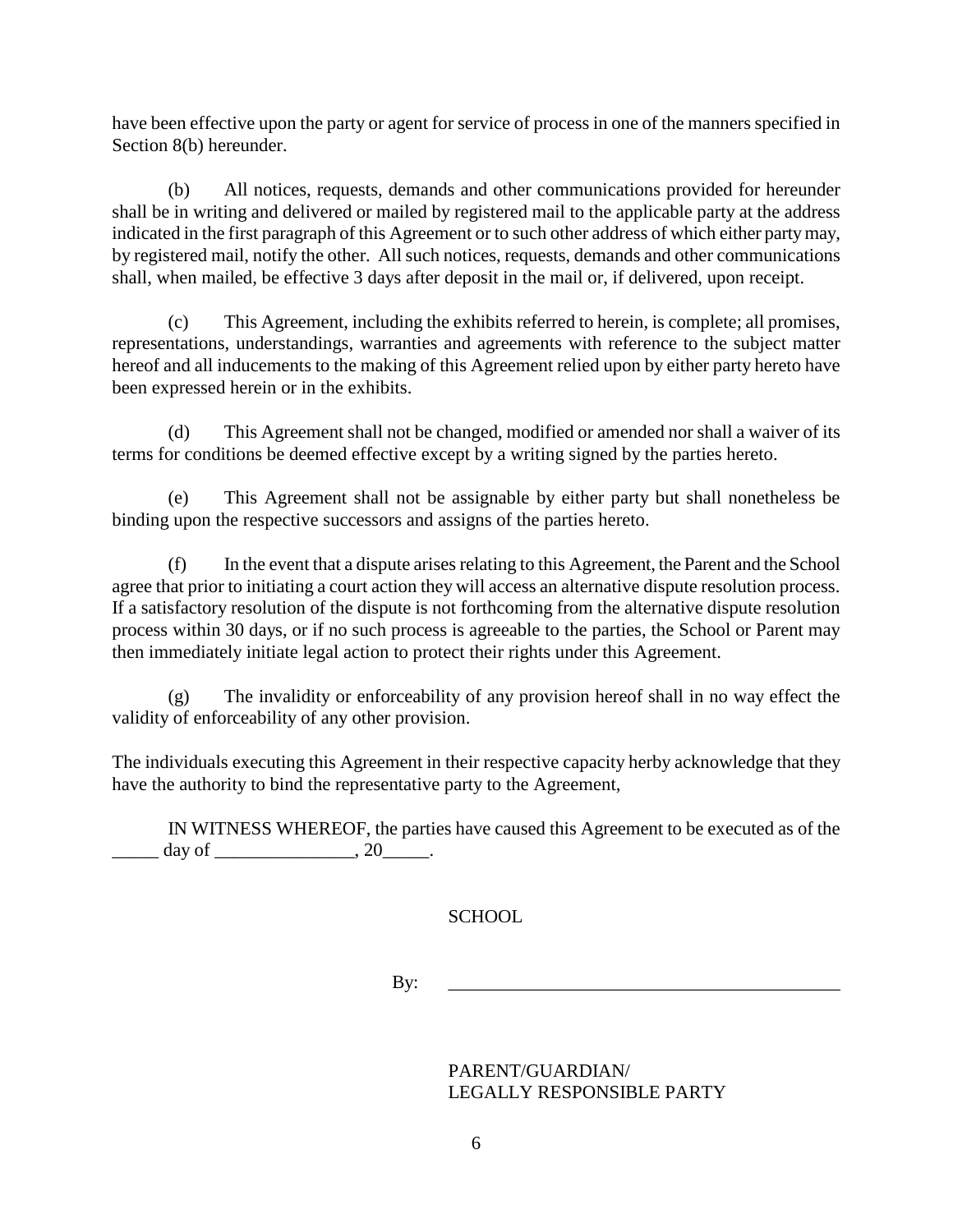have been effective upon the party or agent for service of process in one of the manners specified in Section 8(b) hereunder.

(b) All notices, requests, demands and other communications provided for hereunder shall be in writing and delivered or mailed by registered mail to the applicable party at the address indicated in the first paragraph of this Agreement or to such other address of which either party may, by registered mail, notify the other. All such notices, requests, demands and other communications shall, when mailed, be effective 3 days after deposit in the mail or, if delivered, upon receipt.

(c) This Agreement, including the exhibits referred to herein, is complete; all promises, representations, understandings, warranties and agreements with reference to the subject matter hereof and all inducements to the making of this Agreement relied upon by either party hereto have been expressed herein or in the exhibits.

(d) This Agreement shall not be changed, modified or amended nor shall a waiver of its terms for conditions be deemed effective except by a writing signed by the parties hereto.

(e) This Agreement shall not be assignable by either party but shall nonetheless be binding upon the respective successors and assigns of the parties hereto.

(f) In the event that a dispute arises relating to this Agreement, the Parent and the School agree that prior to initiating a court action they will access an alternative dispute resolution process. If a satisfactory resolution of the dispute is not forthcoming from the alternative dispute resolution process within 30 days, or if no such process is agreeable to the parties, the School or Parent may then immediately initiate legal action to protect their rights under this Agreement.

(g) The invalidity or enforceability of any provision hereof shall in no way effect the validity of enforceability of any other provision.

The individuals executing this Agreement in their respective capacity herby acknowledge that they have the authority to bind the representative party to the Agreement,

IN WITNESS WHEREOF, the parties have caused this Agreement to be executed as of the _____ day of _______________, 20_____.

SCHOOL

By: ____________________________________________

PARENT/GUARDIAN/
LEGALLY RESPONSIBLE PARTY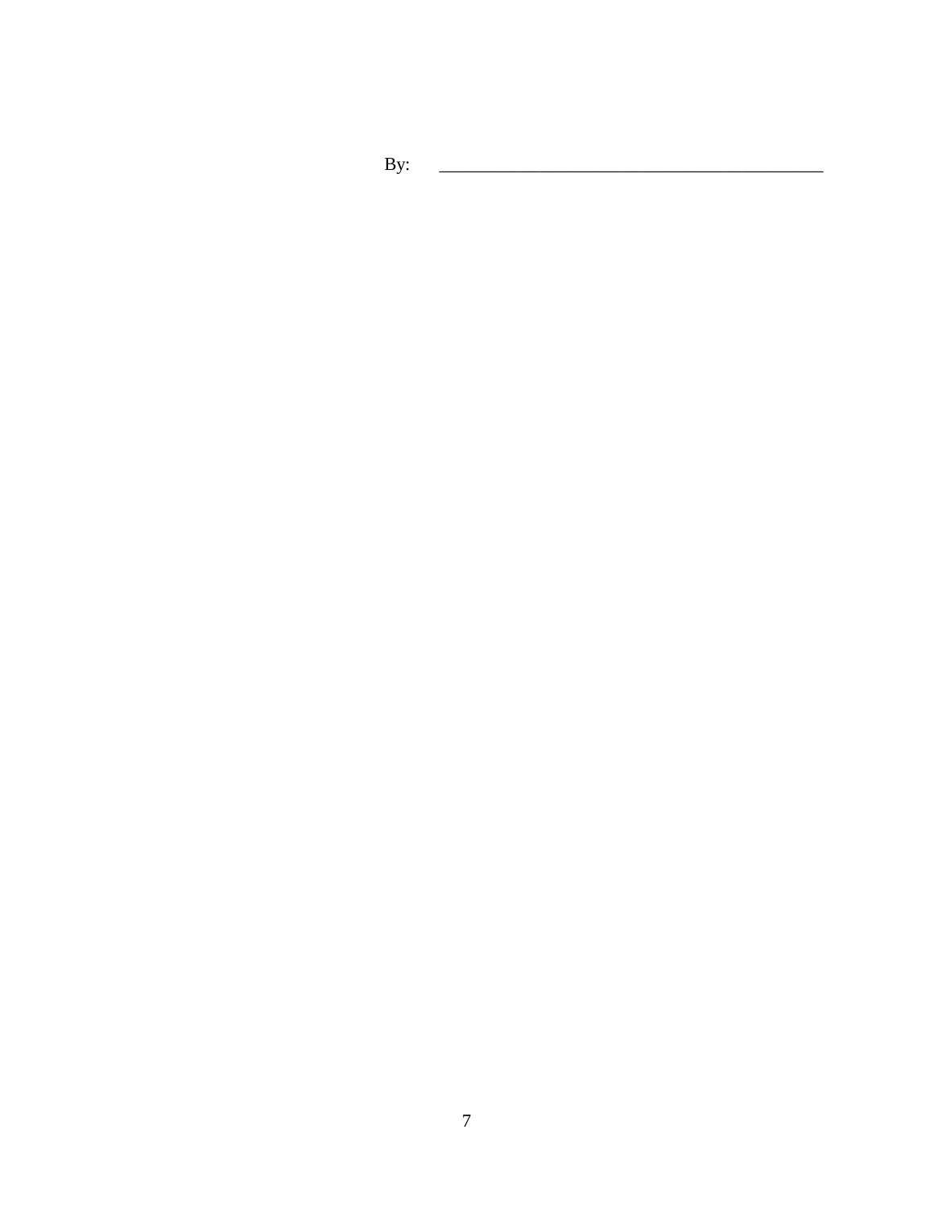By: ____________________________________________